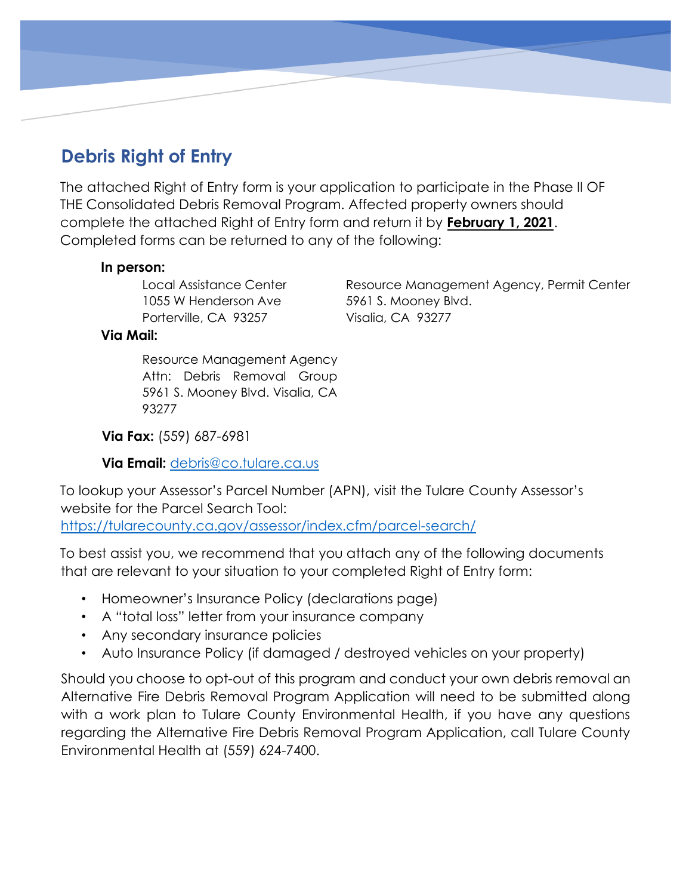## Debris Right of Entry

The attached Right of Entry form is your application to participate in the Phase II OF THE Consolidated Debris Removal Program. Affected property owners should complete the attached Right of Entry form and return it by **February 1, 2021**. Completed forms can be returned to any of the following:

**In person:**

Local Assistance Center
1055 W Henderson Ave
Porterville, CA 93257

Resource Management Agency, Permit Center
5961 S. Mooney Blvd.
Visalia, CA 93277

**Via Mail:**

Resource Management Agency
Attn: Debris Removal Group
5961 S. Mooney Blvd. Visalia, CA 93277

**Via Fax:** (559) 687-6981

**Via Email:** debris@co.tulare.ca.us

To lookup your Assessor's Parcel Number (APN), visit the Tulare County Assessor's website for the Parcel Search Tool: https://tularecounty.ca.gov/assessor/index.cfm/parcel-search/

To best assist you, we recommend that you attach any of the following documents that are relevant to your situation to your completed Right of Entry form:

- Homeowner's Insurance Policy (declarations page)
- A "total loss" letter from your insurance company
- Any secondary insurance policies
- Auto Insurance Policy (if damaged / destroyed vehicles on your property)

Should you choose to opt-out of this program and conduct your own debris removal an Alternative Fire Debris Removal Program Application will need to be submitted along with a work plan to Tulare County Environmental Health, if you have any questions regarding the Alternative Fire Debris Removal Program Application, call Tulare County Environmental Health at (559) 624-7400.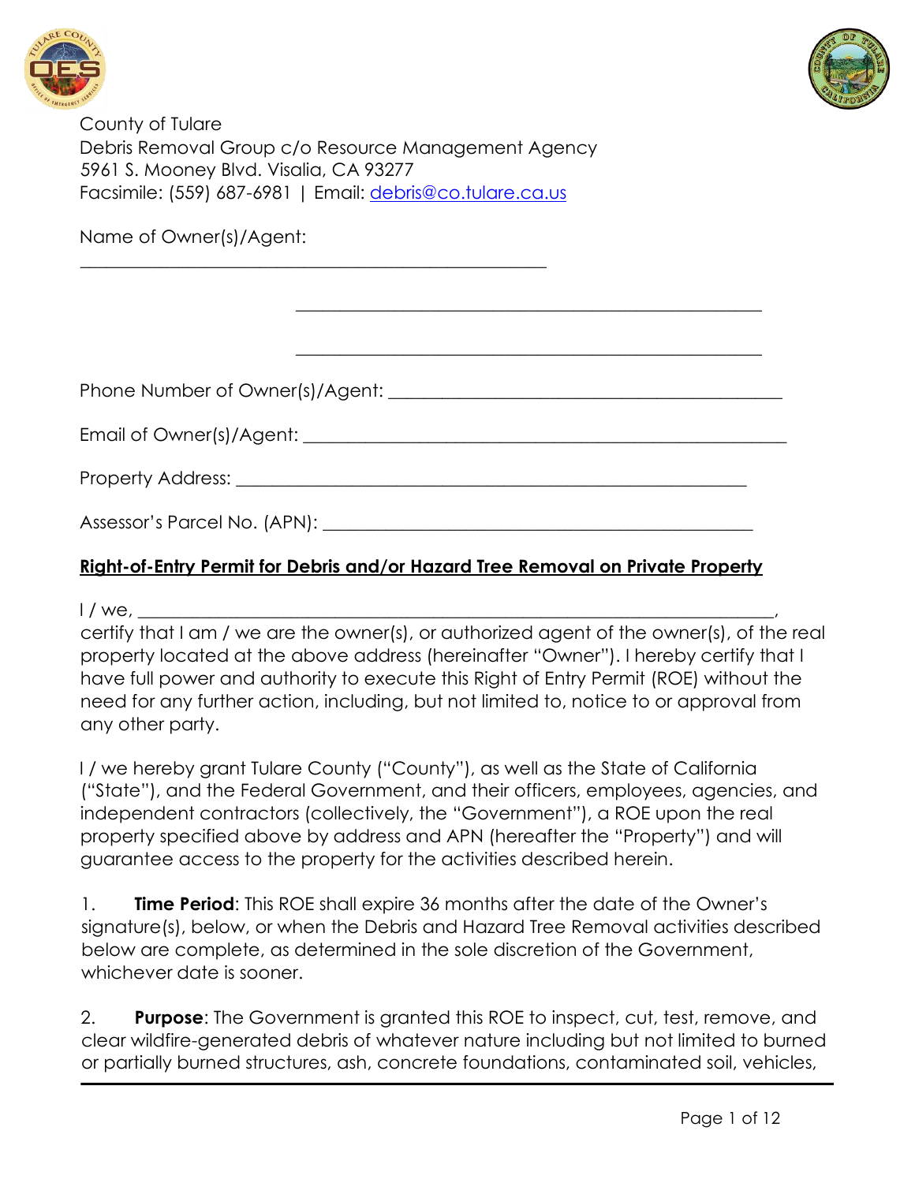County of Tulare
Debris Removal Group c/o Resource Management Agency
5961 S. Mooney Blvd. Visalia, CA 93277
Facsimile: (559) 687-6981 | Email: debris@co.tulare.ca.us

Name of Owner(s)/Agent:
_______________________________________________

_______________________________________________

_______________________________________________

Phone Number of Owner(s)/Agent: _______________________________________

Email of Owner(s)/Agent: _____________________________________________

Property Address: __________________________________________________

Assessor's Parcel No. (APN): ___________________________________________

**Right-of-Entry Permit for Debris and/or Hazard Tree Removal on Private Property**

I / we, _____________________________________________________________,
certify that I am / we are the owner(s), or authorized agent of the owner(s), of the real property located at the above address (hereinafter "Owner"). I hereby certify that I have full power and authority to execute this Right of Entry Permit (ROE) without the need for any further action, including, but not limited to, notice to or approval from any other party.

I / we hereby grant Tulare County ("County"), as well as the State of California ("State"), and the Federal Government, and their officers, employees, agencies, and independent contractors (collectively, the "Government"), a ROE upon the real property specified above by address and APN (hereafter the "Property") and will guarantee access to the property for the activities described herein.

1. **Time Period**: This ROE shall expire 36 months after the date of the Owner's signature(s), below, or when the Debris and Hazard Tree Removal activities described below are complete, as determined in the sole discretion of the Government, whichever date is sooner.

2. **Purpose**: The Government is granted this ROE to inspect, cut, test, remove, and clear wildfire-generated debris of whatever nature including but not limited to burned or partially burned structures, ash, concrete foundations, contaminated soil, vehicles,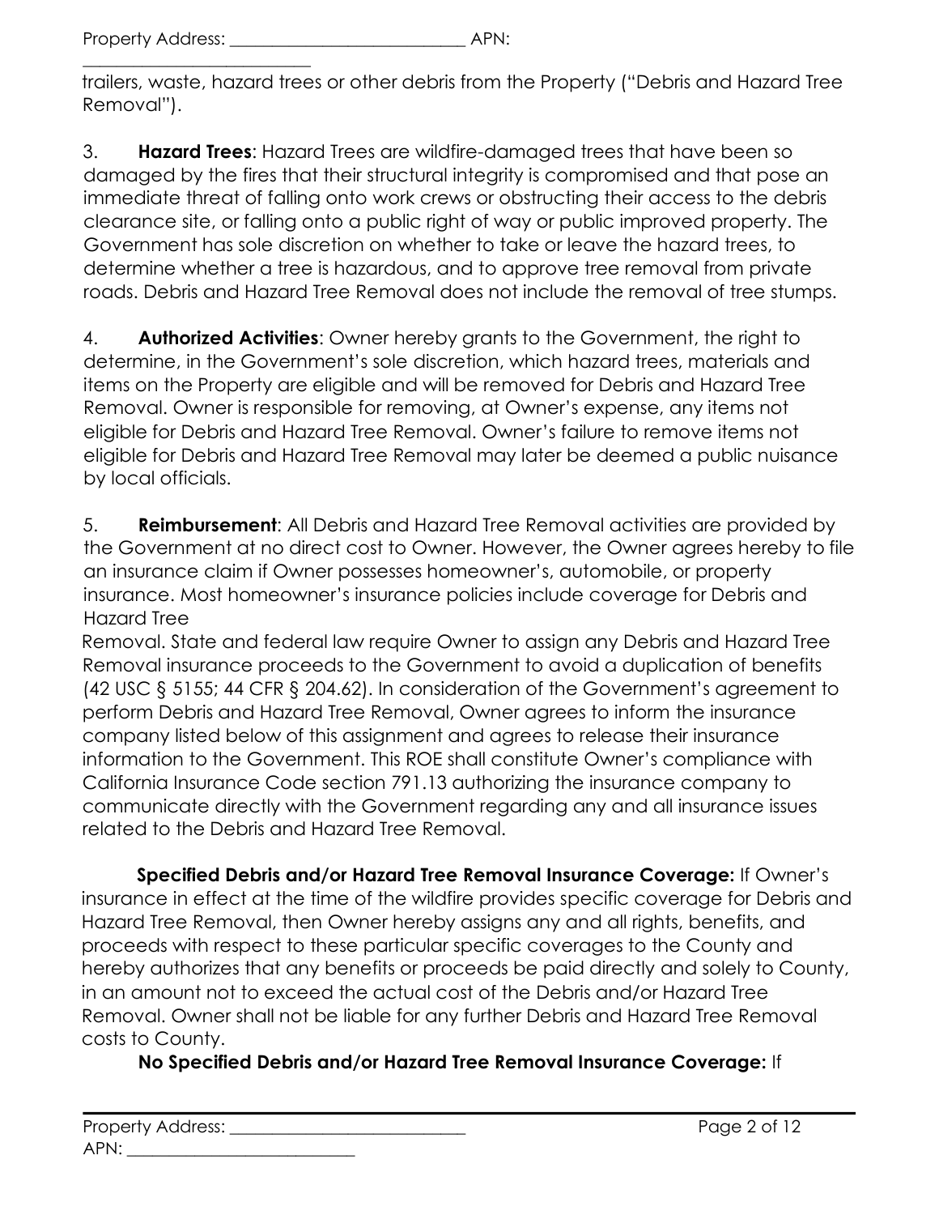trailers, waste, hazard trees or other debris from the Property ("Debris and Hazard Tree Removal").

3. **Hazard Trees**: Hazard Trees are wildfire-damaged trees that have been so damaged by the fires that their structural integrity is compromised and that pose an immediate threat of falling onto work crews or obstructing their access to the debris clearance site, or falling onto a public right of way or public improved property. The Government has sole discretion on whether to take or leave the hazard trees, to determine whether a tree is hazardous, and to approve tree removal from private roads. Debris and Hazard Tree Removal does not include the removal of tree stumps.

4. **Authorized Activities**: Owner hereby grants to the Government, the right to determine, in the Government's sole discretion, which hazard trees, materials and items on the Property are eligible and will be removed for Debris and Hazard Tree Removal. Owner is responsible for removing, at Owner's expense, any items not eligible for Debris and Hazard Tree Removal. Owner's failure to remove items not eligible for Debris and Hazard Tree Removal may later be deemed a public nuisance by local officials.

5. **Reimbursement**: All Debris and Hazard Tree Removal activities are provided by the Government at no direct cost to Owner. However, the Owner agrees hereby to file an insurance claim if Owner possesses homeowner's, automobile, or property insurance. Most homeowner's insurance policies include coverage for Debris and Hazard Tree Removal. State and federal law require Owner to assign any Debris and Hazard Tree Removal insurance proceeds to the Government to avoid a duplication of benefits (42 USC § 5155; 44 CFR § 204.62). In consideration of the Government's agreement to perform Debris and Hazard Tree Removal, Owner agrees to inform the insurance company listed below of this assignment and agrees to release their insurance information to the Government. This ROE shall constitute Owner's compliance with California Insurance Code section 791.13 authorizing the insurance company to communicate directly with the Government regarding any and all insurance issues related to the Debris and Hazard Tree Removal.

**Specified Debris and/or Hazard Tree Removal Insurance Coverage:** If Owner's insurance in effect at the time of the wildfire provides specific coverage for Debris and Hazard Tree Removal, then Owner hereby assigns any and all rights, benefits, and proceeds with respect to these particular specific coverages to the County and hereby authorizes that any benefits or proceeds be paid directly and solely to County, in an amount not to exceed the actual cost of the Debris and/or Hazard Tree Removal. Owner shall not be liable for any further Debris and Hazard Tree Removal costs to County.

**No Specified Debris and/or Hazard Tree Removal Insurance Coverage:** If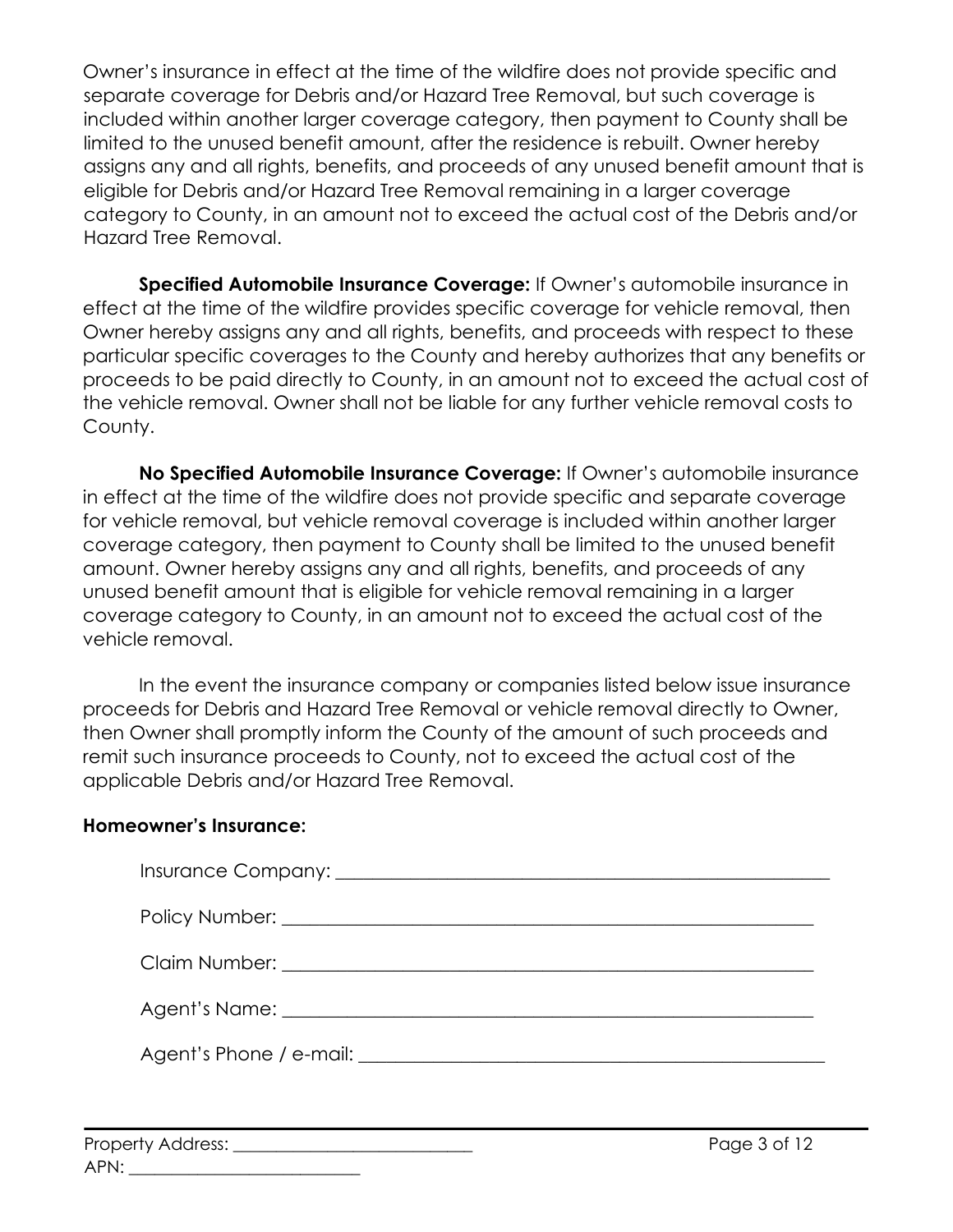Owner's insurance in effect at the time of the wildfire does not provide specific and separate coverage for Debris and/or Hazard Tree Removal, but such coverage is included within another larger coverage category, then payment to County shall be limited to the unused benefit amount, after the residence is rebuilt. Owner hereby assigns any and all rights, benefits, and proceeds of any unused benefit amount that is eligible for Debris and/or Hazard Tree Removal remaining in a larger coverage category to County, in an amount not to exceed the actual cost of the Debris and/or Hazard Tree Removal.

**Specified Automobile Insurance Coverage:** If Owner's automobile insurance in effect at the time of the wildfire provides specific coverage for vehicle removal, then Owner hereby assigns any and all rights, benefits, and proceeds with respect to these particular specific coverages to the County and hereby authorizes that any benefits or proceeds to be paid directly to County, in an amount not to exceed the actual cost of the vehicle removal. Owner shall not be liable for any further vehicle removal costs to County.

**No Specified Automobile Insurance Coverage:** If Owner's automobile insurance in effect at the time of the wildfire does not provide specific and separate coverage for vehicle removal, but vehicle removal coverage is included within another larger coverage category, then payment to County shall be limited to the unused benefit amount. Owner hereby assigns any and all rights, benefits, and proceeds of any unused benefit amount that is eligible for vehicle removal remaining in a larger coverage category to County, in an amount not to exceed the actual cost of the vehicle removal.

In the event the insurance company or companies listed below issue insurance proceeds for Debris and Hazard Tree Removal or vehicle removal directly to Owner, then Owner shall promptly inform the County of the amount of such proceeds and remit such insurance proceeds to County, not to exceed the actual cost of the applicable Debris and/or Hazard Tree Removal.

**Homeowner's Insurance:**

Insurance Company: ______________________________________________________

Policy Number: _________________________________________________________

Claim Number: _________________________________________________________

Agent's Name: _________________________________________________________

Agent's Phone / e-mail: __________________________________________________

Property Address: ___________________________

APN: ___________________________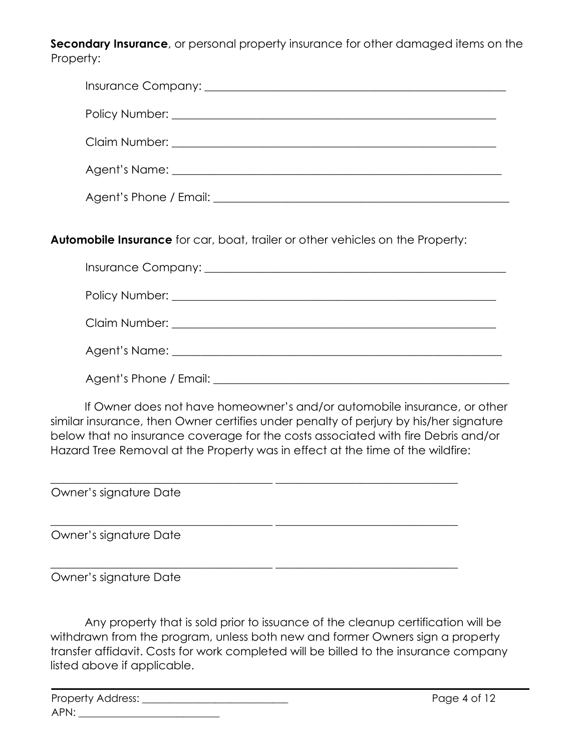**Secondary Insurance**, or personal property insurance for other damaged items on the Property:

Insurance Company: ______________________________________________________

Policy Number: _________________________________________________________

Claim Number: _________________________________________________________

Agent's Name: __________________________________________________________

Agent's Phone / Email: ___________________________________________________

**Automobile Insurance** for car, boat, trailer or other vehicles on the Property:

Insurance Company: ______________________________________________________

Policy Number: _________________________________________________________

Claim Number: _________________________________________________________

Agent's Name: __________________________________________________________

Agent's Phone / Email: ___________________________________________________

If Owner does not have homeowner's and/or automobile insurance, or other similar insurance, then Owner certifies under penalty of perjury by his/her signature below that no insurance coverage for the costs associated with fire Debris and/or Hazard Tree Removal at the Property was in effect at the time of the wildfire:

_______________________________________ ________________________________
Owner's signature Date

_______________________________________ ________________________________
Owner's signature Date

_______________________________________ ________________________________
Owner's signature Date

Any property that is sold prior to issuance of the cleanup certification will be withdrawn from the program, unless both new and former Owners sign a property transfer affidavit. Costs for work completed will be billed to the insurance company listed above if applicable.

Property Address: ____________________________

APN: ___________________________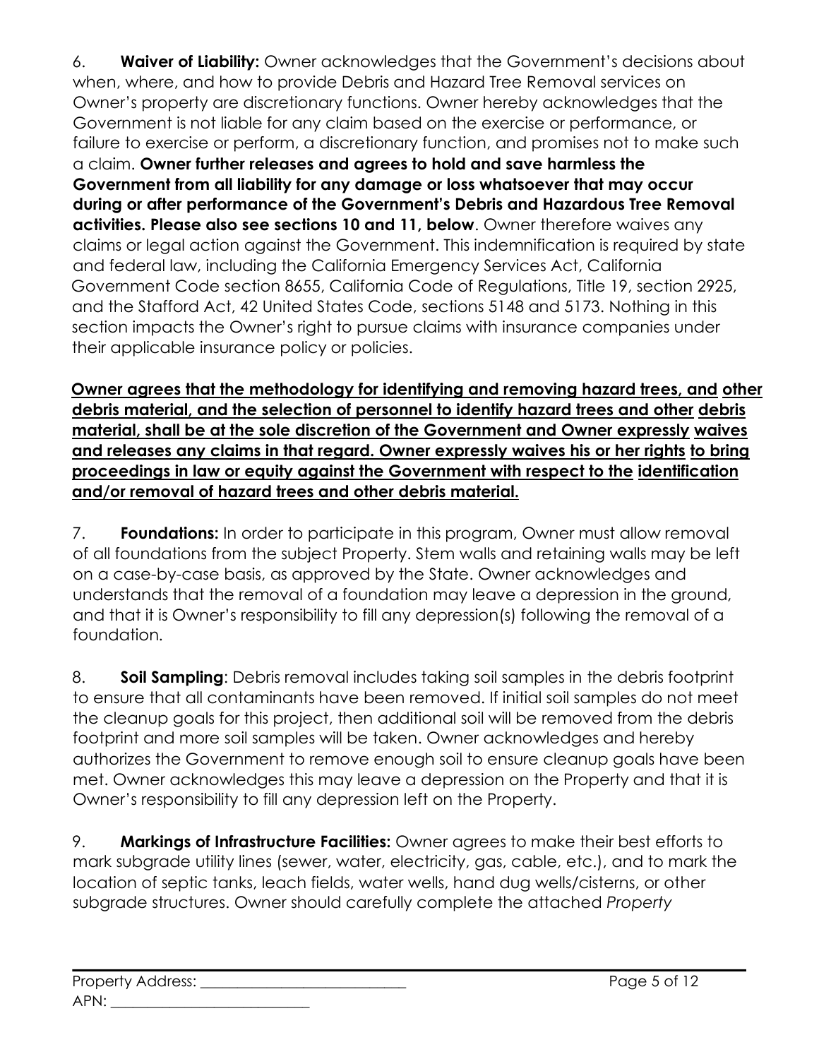6. **Waiver of Liability:** Owner acknowledges that the Government's decisions about when, where, and how to provide Debris and Hazard Tree Removal services on Owner's property are discretionary functions. Owner hereby acknowledges that the Government is not liable for any claim based on the exercise or performance, or failure to exercise or perform, a discretionary function, and promises not to make such a claim. **Owner further releases and agrees to hold and save harmless the Government from all liability for any damage or loss whatsoever that may occur during or after performance of the Government's Debris and Hazardous Tree Removal activities. Please also see sections 10 and 11, below**. Owner therefore waives any claims or legal action against the Government. This indemnification is required by state and federal law, including the California Emergency Services Act, California Government Code section 8655, California Code of Regulations, Title 19, section 2925, and the Stafford Act, 42 United States Code, sections 5148 and 5173. Nothing in this section impacts the Owner's right to pursue claims with insurance companies under their applicable insurance policy or policies.

<u>**Owner agrees that the methodology for identifying and removing hazard trees, and other debris material, and the selection of personnel to identify hazard trees and other debris material, shall be at the sole discretion of the Government and Owner expressly waives and releases any claims in that regard. Owner expressly waives his or her rights to bring proceedings in law or equity against the Government with respect to the identification and/or removal of hazard trees and other debris material.**</u>

7. **Foundations:** In order to participate in this program, Owner must allow removal of all foundations from the subject Property. Stem walls and retaining walls may be left on a case-by-case basis, as approved by the State. Owner acknowledges and understands that the removal of a foundation may leave a depression in the ground, and that it is Owner's responsibility to fill any depression(s) following the removal of a foundation.

8. **Soil Sampling**: Debris removal includes taking soil samples in the debris footprint to ensure that all contaminants have been removed. If initial soil samples do not meet the cleanup goals for this project, then additional soil will be removed from the debris footprint and more soil samples will be taken. Owner acknowledges and hereby authorizes the Government to remove enough soil to ensure cleanup goals have been met. Owner acknowledges this may leave a depression on the Property and that it is Owner's responsibility to fill any depression left on the Property.

9. **Markings of Infrastructure Facilities:** Owner agrees to make their best efforts to mark subgrade utility lines (sewer, water, electricity, gas, cable, etc.), and to mark the location of septic tanks, leach fields, water wells, hand dug wells/cisterns, or other subgrade structures. Owner should carefully complete the attached *Property*

Property Address: ____________________________

APN: ____________________________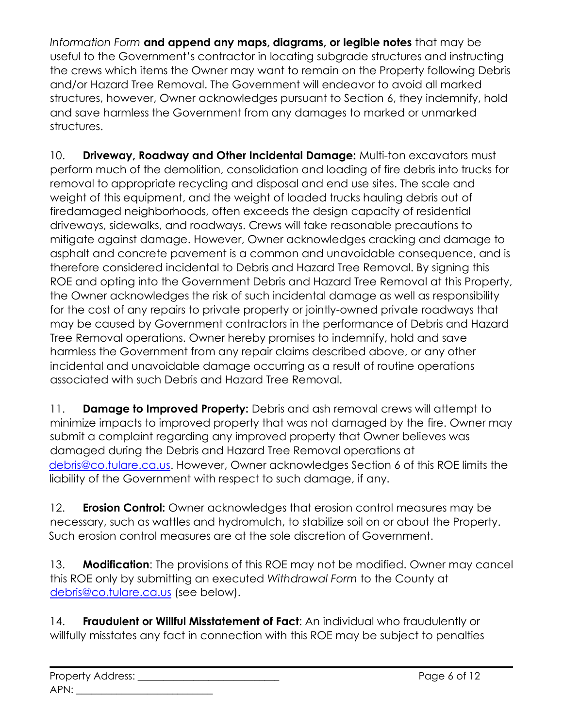*Information Form* **and append any maps, diagrams, or legible notes** that may be useful to the Government's contractor in locating subgrade structures and instructing the crews which items the Owner may want to remain on the Property following Debris and/or Hazard Tree Removal. The Government will endeavor to avoid all marked structures, however, Owner acknowledges pursuant to Section 6, they indemnify, hold and save harmless the Government from any damages to marked or unmarked structures.

10. **Driveway, Roadway and Other Incidental Damage:** Multi-ton excavators must perform much of the demolition, consolidation and loading of fire debris into trucks for removal to appropriate recycling and disposal and end use sites. The scale and weight of this equipment, and the weight of loaded trucks hauling debris out of firedamaged neighborhoods, often exceeds the design capacity of residential driveways, sidewalks, and roadways. Crews will take reasonable precautions to mitigate against damage. However, Owner acknowledges cracking and damage to asphalt and concrete pavement is a common and unavoidable consequence, and is therefore considered incidental to Debris and Hazard Tree Removal. By signing this ROE and opting into the Government Debris and Hazard Tree Removal at this Property, the Owner acknowledges the risk of such incidental damage as well as responsibility for the cost of any repairs to private property or jointly-owned private roadways that may be caused by Government contractors in the performance of Debris and Hazard Tree Removal operations. Owner hereby promises to indemnify, hold and save harmless the Government from any repair claims described above, or any other incidental and unavoidable damage occurring as a result of routine operations associated with such Debris and Hazard Tree Removal.

11. **Damage to Improved Property:** Debris and ash removal crews will attempt to minimize impacts to improved property that was not damaged by the fire. Owner may submit a complaint regarding any improved property that Owner believes was damaged during the Debris and Hazard Tree Removal operations at debris@co.tulare.ca.us. However, Owner acknowledges Section 6 of this ROE limits the liability of the Government with respect to such damage, if any.

12. **Erosion Control:** Owner acknowledges that erosion control measures may be necessary, such as wattles and hydromulch, to stabilize soil on or about the Property. Such erosion control measures are at the sole discretion of Government.

13. **Modification**: The provisions of this ROE may not be modified. Owner may cancel this ROE only by submitting an executed *Withdrawal Form* to the County at debris@co.tulare.ca.us (see below).

14. **Fraudulent or Willful Misstatement of Fact**: An individual who fraudulently or willfully misstates any fact in connection with this ROE may be subject to penalties

Property Address: ___________________________

APN: ___________________________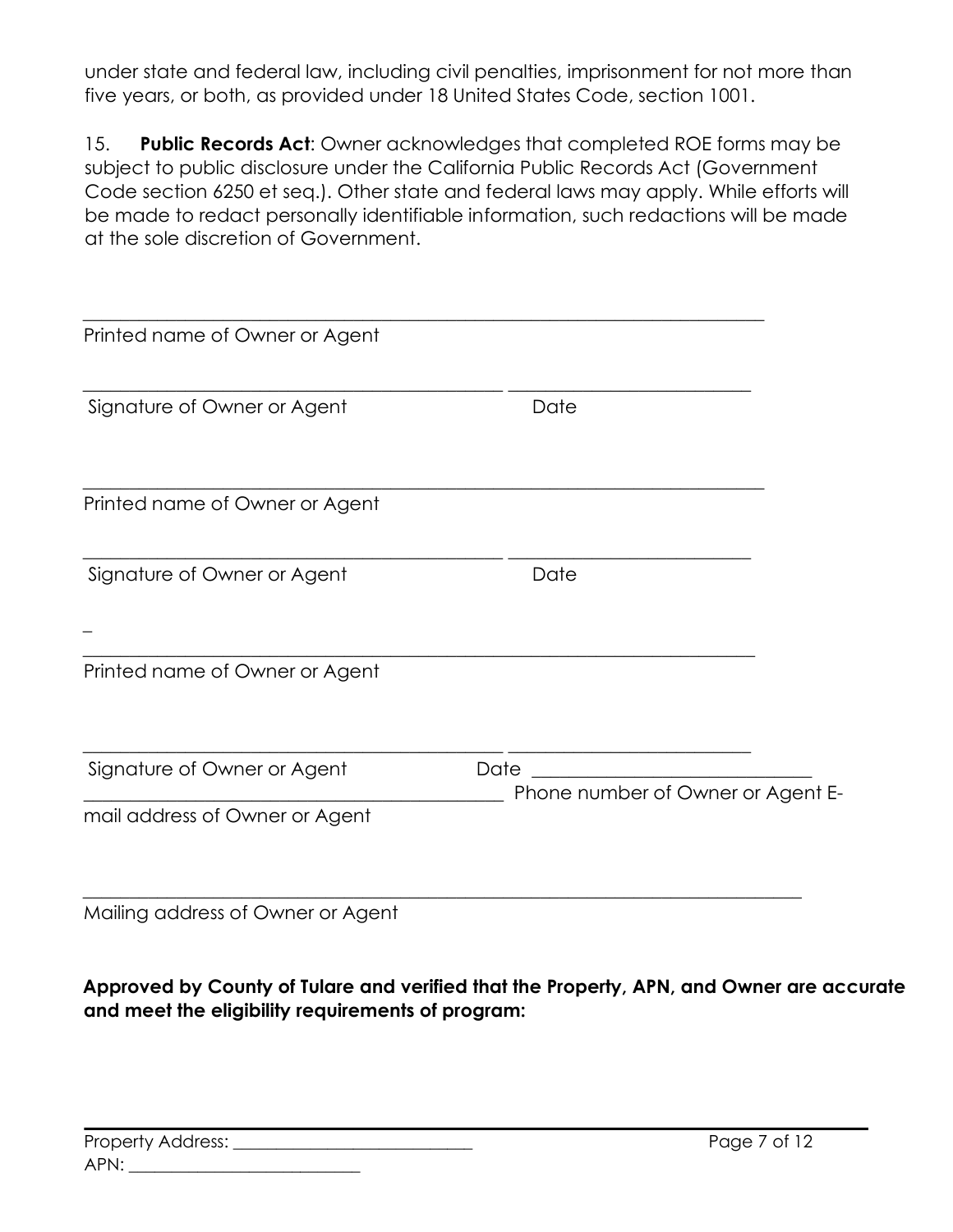under state and federal law, including civil penalties, imprisonment for not more than five years, or both, as provided under 18 United States Code, section 1001.

15. **Public Records Act**: Owner acknowledges that completed ROE forms may be subject to public disclosure under the California Public Records Act (Government Code section 6250 et seq.). Other state and federal laws may apply. While efforts will be made to redact personally identifiable information, such redactions will be made at the sole discretion of Government.

\_\_\_\_\_\_\_\_\_\_\_\_\_\_\_\_\_\_\_\_\_\_\_\_\_\_\_\_\_\_\_\_\_\_\_\_\_\_\_\_\_\_\_\_\_\_\_\_\_\_\_\_\_\_\_\_\_\_\_\_\_\_\_\_\_\_\_\_\_\_\_\_

Printed name of Owner or Agent

\_\_\_\_\_\_\_\_\_\_\_\_\_\_\_\_\_\_\_\_\_\_\_\_\_\_\_\_\_\_\_\_\_\_\_\_\_\_\_\_\_\_ \_\_\_\_\_\_\_\_\_\_\_\_\_\_\_\_\_\_\_\_\_\_\_\_\_\_

Signature of Owner or Agent Date

\_\_\_\_\_\_\_\_\_\_\_\_\_\_\_\_\_\_\_\_\_\_\_\_\_\_\_\_\_\_\_\_\_\_\_\_\_\_\_\_\_\_\_\_\_\_\_\_\_\_\_\_\_\_\_\_\_\_\_\_\_\_\_\_\_\_\_\_\_\_\_\_

Printed name of Owner or Agent

\_\_\_\_\_\_\_\_\_\_\_\_\_\_\_\_\_\_\_\_\_\_\_\_\_\_\_\_\_\_\_\_\_\_\_\_\_\_\_\_\_\_ \_\_\_\_\_\_\_\_\_\_\_\_\_\_\_\_\_\_\_\_\_\_\_\_\_\_

Signature of Owner or Agent Date

\_

\_\_\_\_\_\_\_\_\_\_\_\_\_\_\_\_\_\_\_\_\_\_\_\_\_\_\_\_\_\_\_\_\_\_\_\_\_\_\_\_\_\_\_\_\_\_\_\_\_\_\_\_\_\_\_\_\_\_\_\_\_\_\_\_\_\_\_\_\_\_\_

Printed name of Owner or Agent

\_\_\_\_\_\_\_\_\_\_\_\_\_\_\_\_\_\_\_\_\_\_\_\_\_\_\_\_\_\_\_\_\_\_\_\_\_\_\_\_\_\_ \_\_\_\_\_\_\_\_\_\_\_\_\_\_\_\_\_\_\_\_\_\_\_\_\_\_

Signature of Owner or Agent Date \_\_\_\_\_\_\_\_\_\_\_\_\_\_\_\_\_\_\_\_\_\_\_\_\_\_\_\_\_\_

\_\_\_\_\_\_\_\_\_\_\_\_\_\_\_\_\_\_\_\_\_\_\_\_\_\_\_\_\_\_\_\_\_\_\_\_\_\_\_\_\_\_ Phone number of Owner or Agent E-mail address of Owner or Agent

\_\_\_\_\_\_\_\_\_\_\_\_\_\_\_\_\_\_\_\_\_\_\_\_\_\_\_\_\_\_\_\_\_\_\_\_\_\_\_\_\_\_\_\_\_\_\_\_\_\_\_\_\_\_\_\_\_\_\_\_\_\_\_\_\_\_\_\_\_\_\_\_\_\_\_

Mailing address of Owner or Agent

**Approved by County of Tulare and verified that the Property, APN, and Owner are accurate and meet the eligibility requirements of program:**

Property Address: \_\_\_\_\_\_\_\_\_\_\_\_\_\_\_\_\_\_\_\_\_\_\_\_\_\_\_\_

APN: \_\_\_\_\_\_\_\_\_\_\_\_\_\_\_\_\_\_\_\_\_\_\_\_\_\_\_\_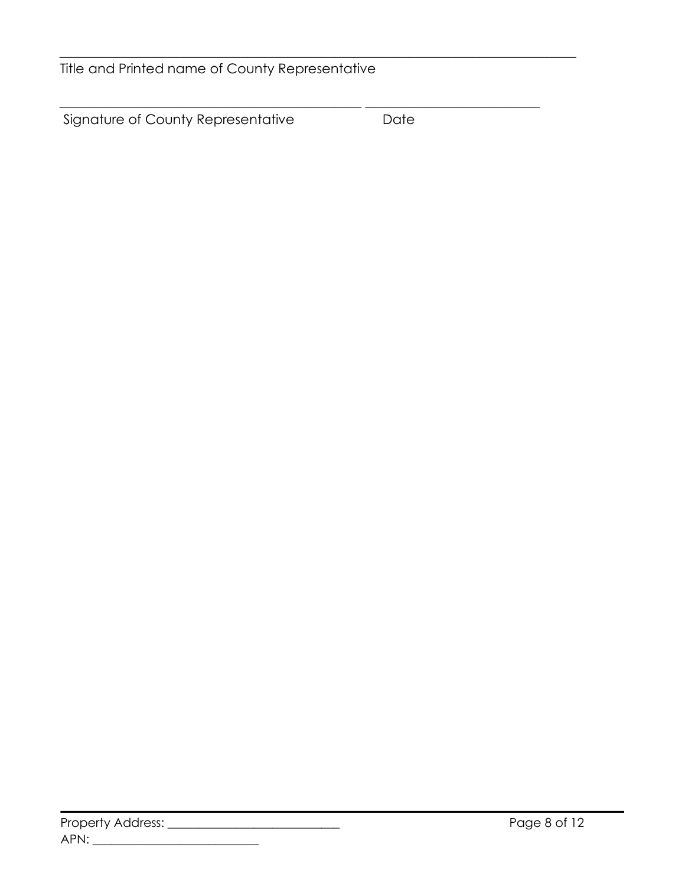\_\_\_\_\_\_\_\_\_\_\_\_\_\_\_\_\_\_\_\_\_\_\_\_\_\_\_\_\_\_\_\_\_\_\_\_\_\_\_\_\_\_\_\_\_\_\_\_\_\_\_\_\_\_\_\_\_\_\_\_\_\_\_\_\_\_\_\_\_\_\_\_\_\_\_\_\_\_\_\_\_\_\_\_\_\_\_\_

Title and Printed name of County Representative

\_\_\_\_\_\_\_\_\_\_\_\_\_\_\_\_\_\_\_\_\_\_\_\_\_\_\_\_\_\_\_\_\_\_\_\_\_\_\_\_\_\_\_\_\_\_\_\_\_\_\_ \_\_\_\_\_\_\_\_\_\_\_\_\_\_\_\_\_\_\_\_\_\_\_\_\_\_\_\_\_\_\_\_

Signature of County Representative Date

Property Address: \_\_\_\_\_\_\_\_\_\_\_\_\_\_\_\_\_\_\_\_\_\_\_\_\_\_\_\_\_\_\_

APN: \_\_\_\_\_\_\_\_\_\_\_\_\_\_\_\_\_\_\_\_\_\_\_\_\_\_\_\_\_\_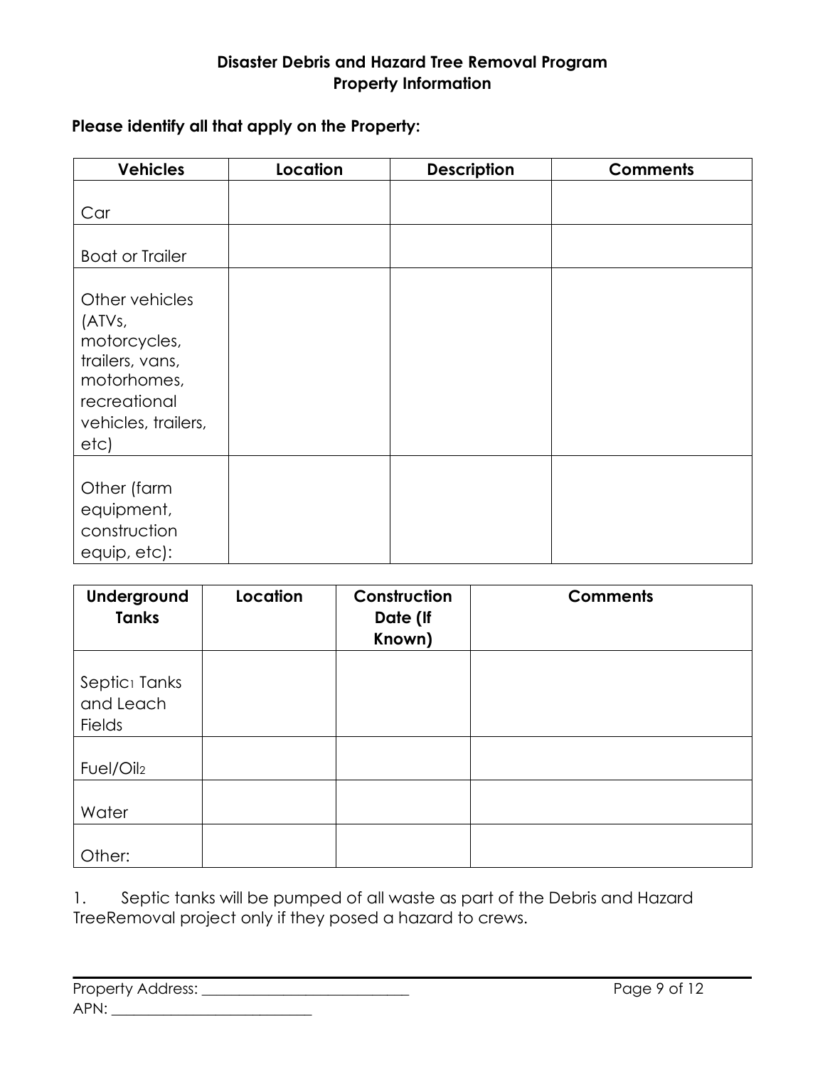**Disaster Debris and Hazard Tree Removal Program**
**Property Information**

**Please identify all that apply on the Property:**

| Vehicles | Location | Description | Comments |
|---|---|---|---|
| Car | | | |
| Boat or Trailer | | | |
| Other vehicles (ATVs, motorcycles, trailers, vans, motorhomes, recreational vehicles, trailers, etc) | | | |
| Other (farm equipment, construction equip, etc): | | | |

| Underground Tanks | Location | Construction Date (If Known) | Comments |
|---|---|---|---|
| Septic[1] Tanks and Leach Fields | | | |
| Fuel/Oil[2] | | | |
| Water | | | |
| Other: | | | |

1. Septic tanks will be pumped of all waste as part of the Debris and Hazard TreeRemoval project only if they posed a hazard to crews.

Property Address: ______________________________

APN: ____________________________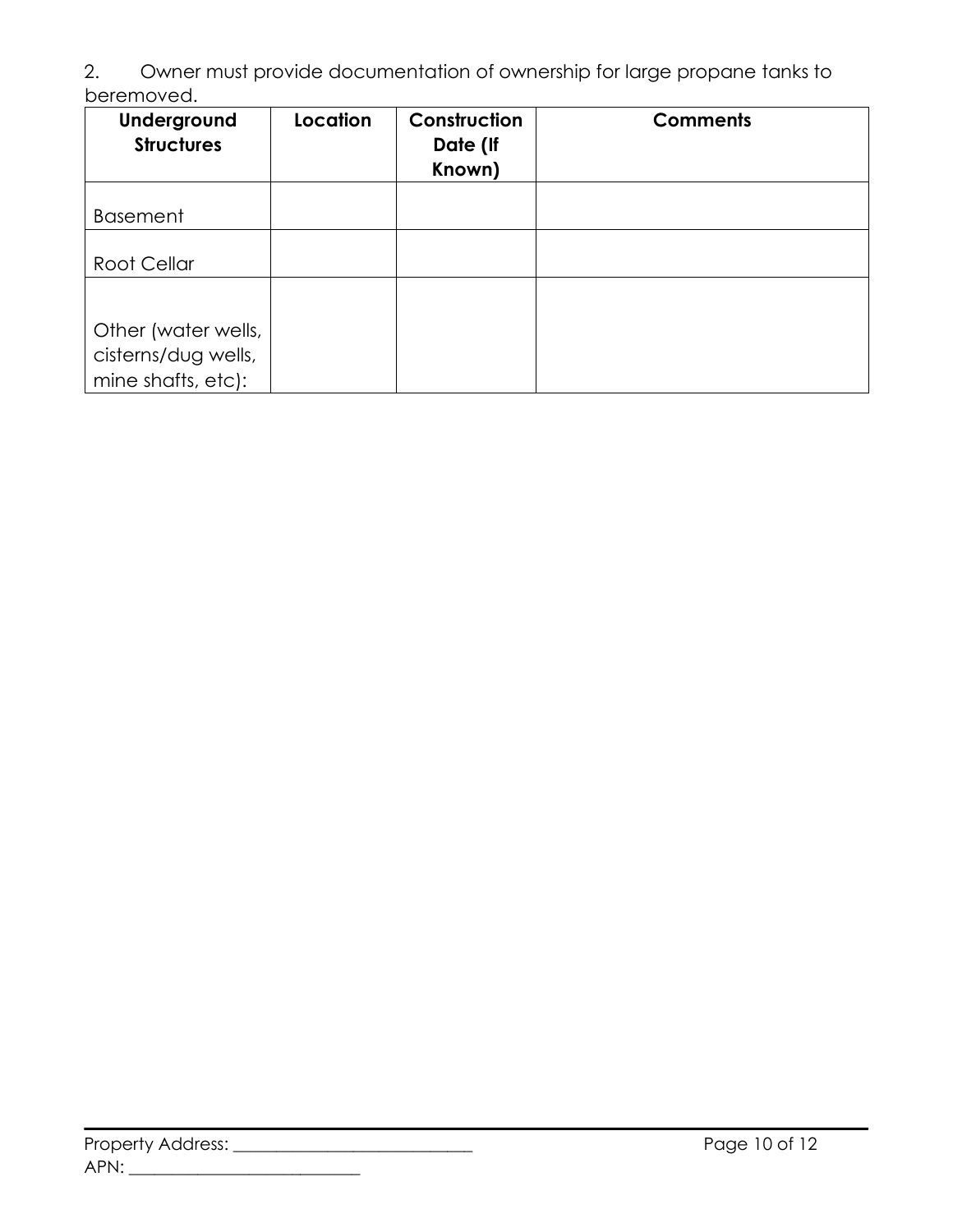2. Owner must provide documentation of ownership for large propane tanks to beremoved.

| Underground Structures | Location | Construction Date (If Known) | Comments |
|---|---|---|---|
| Basement | | | |
| Root Cellar | | | |
| Other (water wells, cisterns/dug wells, mine shafts, etc): | | | |

Property Address: ___________________________

APN: ___________________________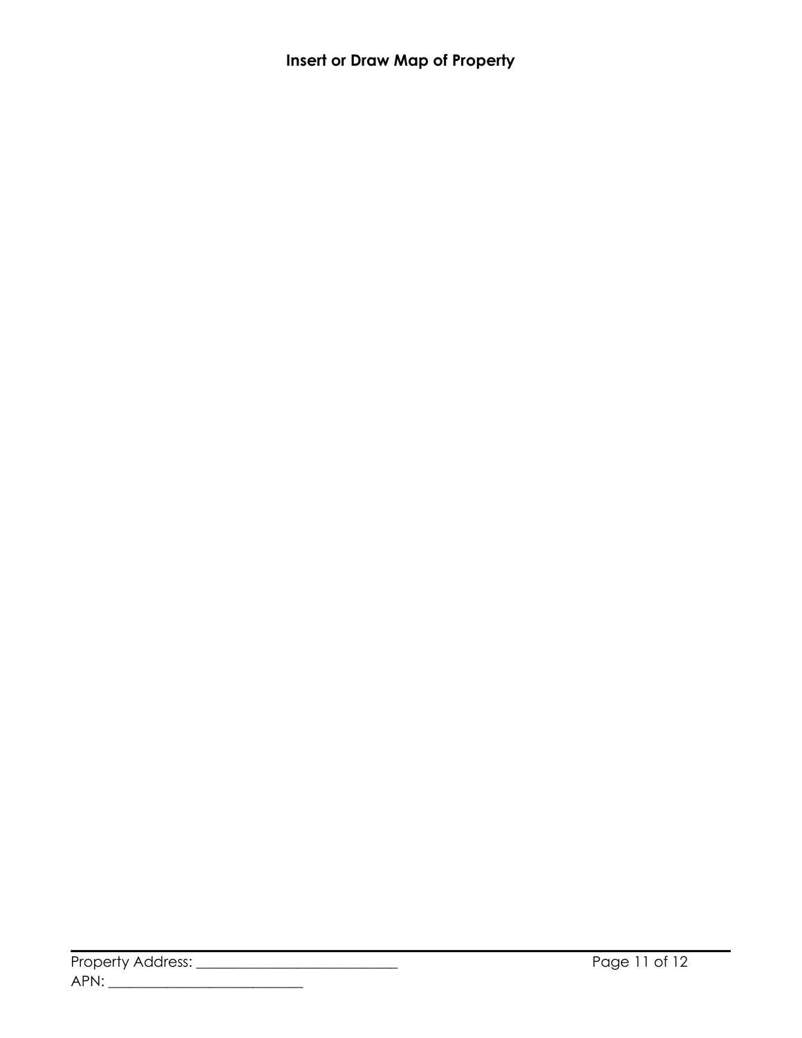**Insert or Draw Map of Property**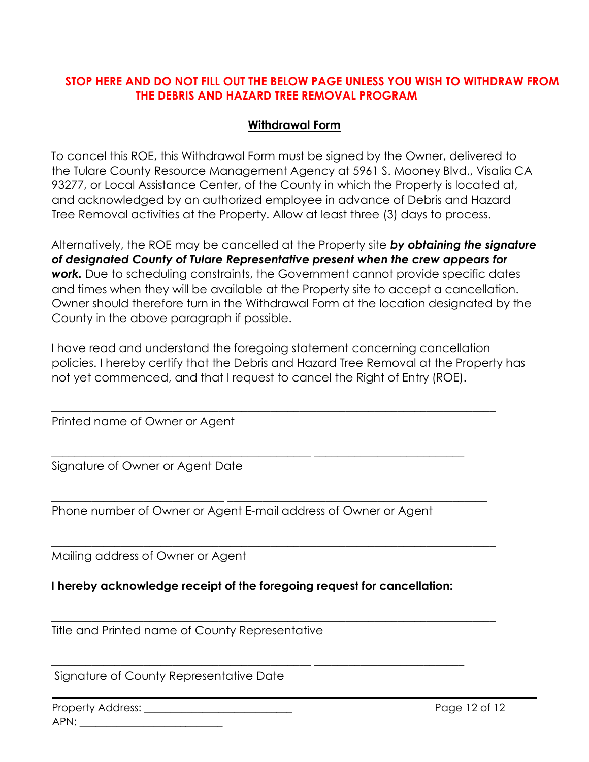**STOP HERE AND DO NOT FILL OUT THE BELOW PAGE UNLESS YOU WISH TO WITHDRAW FROM THE DEBRIS AND HAZARD TREE REMOVAL PROGRAM**

## Withdrawal Form

To cancel this ROE, this Withdrawal Form must be signed by the Owner, delivered to the Tulare County Resource Management Agency at 5961 S. Mooney Blvd., Visalia CA 93277, or Local Assistance Center, of the County in which the Property is located at, and acknowledged by an authorized employee in advance of Debris and Hazard Tree Removal activities at the Property. Allow at least three (3) days to process.

Alternatively, the ROE may be cancelled at the Property site ***by obtaining the signature of designated County of Tulare Representative present when the crew appears for work.*** Due to scheduling constraints, the Government cannot provide specific dates and times when they will be available at the Property site to accept a cancellation. Owner should therefore turn in the Withdrawal Form at the location designated by the County in the above paragraph if possible.

I have read and understand the foregoing statement concerning cancellation policies. I hereby certify that the Debris and Hazard Tree Removal at the Property has not yet commenced, and that I request to cancel the Right of Entry (ROE).

_______________________________________________
Printed name of Owner or Agent

_______________________________ _______________
Signature of Owner or Agent Date

_______________ _______________________________
Phone number of Owner or Agent E-mail address of Owner or Agent

_______________________________________________
Mailing address of Owner or Agent

**I hereby acknowledge receipt of the foregoing request for cancellation:**

_______________________________________________
Title and Printed name of County Representative

_______________________________ _______________
Signature of County Representative Date

Property Address: ____________________________
APN: ____________________________